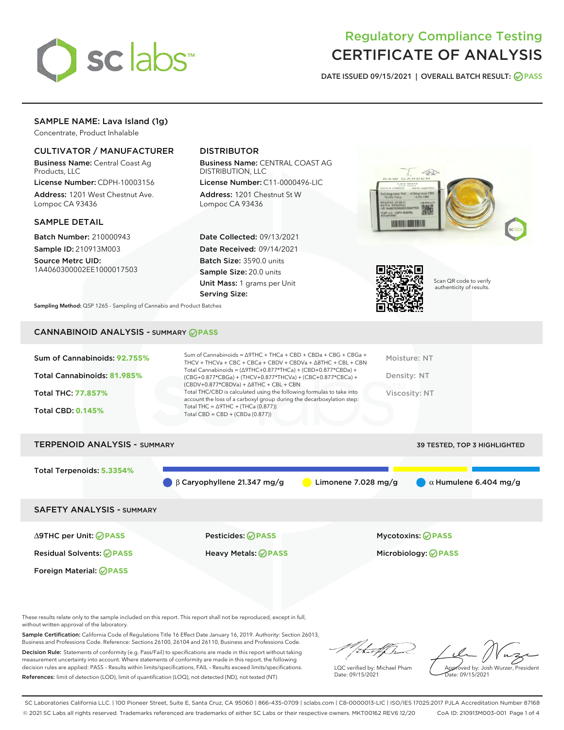# Regulatory Compliance Testing
# CERTIFICATE OF ANALYSIS

DATE ISSUED 09/15/2021 | OVERALL BATCH RESULT: PASS

## SAMPLE NAME: Lava Island (1g)

Concentrate, Product Inhalable

### CULTIVATOR / MANUFACTURER

**Business Name:** Central Coast Ag Products, LLC

**License Number:** CDPH-10003156

**Address:** 1201 West Chestnut Ave. Lompoc CA 93436

### DISTRIBUTOR

**Business Name:** CENTRAL COAST AG DISTRIBUTION, LLC

**License Number:** C11-0000496-LIC

**Address:** 1201 Chestnut St W Lompoc CA 93436

### SAMPLE DETAIL

**Batch Number:** 210000943

**Sample ID:** 210913M003

**Source Metrc UID:** 1A4060300002EE1000017503

**Date Collected:** 09/13/2021

**Date Received:** 09/14/2021

**Batch Size:** 3590.0 units

**Sample Size:** 20.0 units

**Unit Mass:** 1 grams per Unit

**Serving Size:**

Scan QR code to verify authenticity of results.

**Sampling Method:** QSP 1265 - Sampling of Cannabis and Product Batches

## CANNABINOID ANALYSIS - SUMMARY PASS

**Sum of Cannabinoids:** 92.755%

**Total Cannabinoids:** 81.985%

**Total THC:** 77.857%

**Total CBD:** 0.145%

Sum of Cannabinoids = Δ9THC + THCa + CBD + CBDa + CBG + CBGa + THCV + THCVa + CBC + CBCa + CBDV + CBDVa + Δ8THC + CBL + CBN

Total Cannabinoids = (Δ9THC+0.877*THCa) + (CBD+0.877*CBDa) + (CBG+0.877*CBGa) + (THCV+0.877*THCVa) + (CBC+0.877*CBCa) + (CBDV+0.877*CBDVa) + Δ8THC + CBL + CBN

Total THC/CBD is calculated using the following formulas to take into account the loss of a carboxyl group during the decarboxylation step:

Total THC = Δ9THC + (THCa (0.877))

Total CBD = CBD + (CBDa (0.877))

Moisture: NT

Density: NT

Viscosity: NT

## TERPENOID ANALYSIS - SUMMARY

39 TESTED, TOP 3 HIGHLIGHTED

**Total Terpenoids:** 5.3354%

β Caryophyllene 21.347 mg/g | Limonene 7.028 mg/g | α Humulene 6.404 mg/g

## SAFETY ANALYSIS - SUMMARY

Δ9THC per Unit: PASS

Pesticides: PASS

Mycotoxins: PASS

Residual Solvents: PASS

Heavy Metals: PASS

Microbiology: PASS

Foreign Material: PASS

These results relate only to the sample included on this report. This report shall not be reproduced, except in full, without written approval of the laboratory.

**Sample Certification:** California Code of Regulations Title 16 Effect Date January 16, 2019. Authority: Section 26013, Business and Professions Code. Reference: Sections 26100, 26104 and 26110, Business and Professions Code.

**Decision Rule:** Statements of conformity (e.g. Pass/Fail) to specifications are made in this report without taking measurement uncertainty into account. Where statements of conformity are made in this report, the following decision rules are applied: PASS – Results within limits/specifications, FAIL – Results exceed limits/specifications.

**References:** limit of detection (LOD), limit of quantification (LOQ), not detected (ND), not tested (NT)

LQC verified by: Michael Pham
Date: 09/15/2021

Approved by: Josh Wurzer, President
Date: 09/15/2021

SC Laboratories California LLC. | 100 Pioneer Street, Suite E, Santa Cruz, CA 95060 | 866-435-0709 | sclabs.com | C8-0000013-LIC | ISO/IES 17025:2017 PJLA Accreditation Number 87168
© 2021 SC Labs all rights reserved. Trademarks referenced are trademarks of either SC Labs or their respective owners. MKT00162 REV6 12/20 CoA ID: 210913M003-001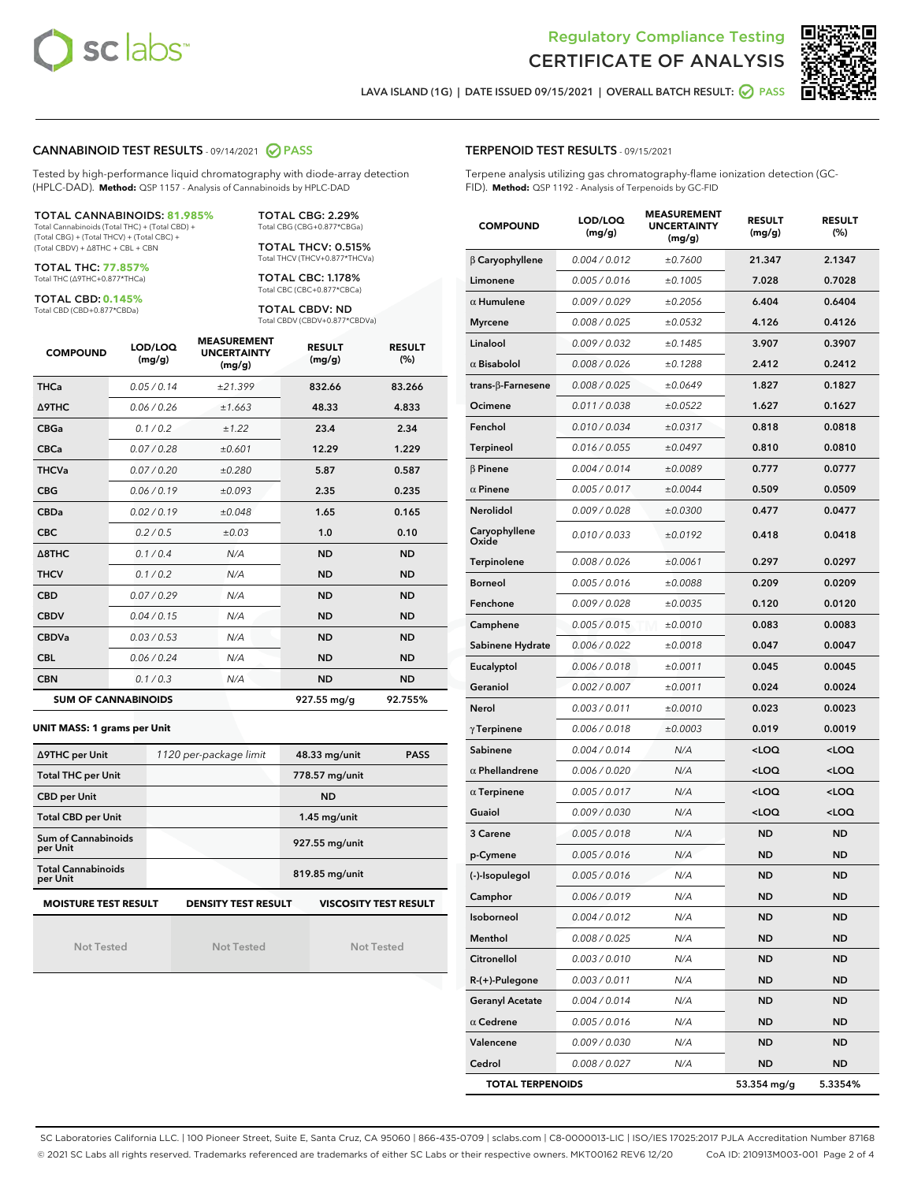# Regulatory Compliance Testing
# CERTIFICATE OF ANALYSIS

LAVA ISLAND (1G) | DATE ISSUED 09/15/2021 | OVERALL BATCH RESULT: PASS

## CANNABINOID TEST RESULTS - 09/14/2021 PASS

Tested by high-performance liquid chromatography with diode-array detection (HPLC-DAD). **Method:** QSP 1157 - Analysis of Cannabinoids by HPLC-DAD

**TOTAL CANNABINOIDS: 81.985%**
Total Cannabinoids (Total THC) + (Total CBD) + (Total CBG) + (Total THCV) + (Total CBC) + (Total CBDV) + ∆8THC + CBL + CBN

**TOTAL THC: 77.857%**
Total THC (∆9THC+0.877*THCa)

**TOTAL CBD: 0.145%**
Total CBD (CBD+0.877*CBDa)

**TOTAL CBG: 2.29%**
Total CBG (CBG+0.877*CBGa)

**TOTAL THCV: 0.515%**
Total THCV (THCV+0.877*THCVa)

**TOTAL CBC: 1.178%**
Total CBC (CBC+0.877*CBCa)

**TOTAL CBDV: ND**
Total CBDV (CBDV+0.877*CBDVa)

| COMPOUND | LOD/LOQ (mg/g) | MEASUREMENT UNCERTAINTY (mg/g) | RESULT (mg/g) | RESULT (%) |
|---|---|---|---|---|
| THCa | 0.05 / 0.14 | ±21.399 | 832.66 | 83.266 |
| ∆9THC | 0.06 / 0.26 | ±1.663 | 48.33 | 4.833 |
| CBGa | 0.1 / 0.2 | ±1.22 | 23.4 | 2.34 |
| CBCa | 0.07 / 0.28 | ±0.601 | 12.29 | 1.229 |
| THCVa | 0.07 / 0.20 | ±0.280 | 5.87 | 0.587 |
| CBG | 0.06 / 0.19 | ±0.093 | 2.35 | 0.235 |
| CBDa | 0.02 / 0.19 | ±0.048 | 1.65 | 0.165 |
| CBC | 0.2 / 0.5 | ±0.03 | 1.0 | 0.10 |
| ∆8THC | 0.1 / 0.4 | N/A | ND | ND |
| THCV | 0.1 / 0.2 | N/A | ND | ND |
| CBD | 0.07 / 0.29 | N/A | ND | ND |
| CBDV | 0.04 / 0.15 | N/A | ND | ND |
| CBDVa | 0.03 / 0.53 | N/A | ND | ND |
| CBL | 0.06 / 0.24 | N/A | ND | ND |
| CBN | 0.1 / 0.3 | N/A | ND | ND |
| **SUM OF CANNABINOIDS** | | | **927.55 mg/g** | **92.755%** |

**UNIT MASS: 1 grams per Unit**

| | | | |
|---|---|---|---|
| ∆9THC per Unit | 1120 per-package limit | 48.33 mg/unit | PASS |
| Total THC per Unit | | 778.57 mg/unit | |
| CBD per Unit | | ND | |
| Total CBD per Unit | | 1.45 mg/unit | |
| Sum of Cannabinoids per Unit | | 927.55 mg/unit | |
| Total Cannabinoids per Unit | | 819.85 mg/unit | |

| MOISTURE TEST RESULT | DENSITY TEST RESULT | VISCOSITY TEST RESULT |
|---|---|---|
| Not Tested | Not Tested | Not Tested |

## TERPENOID TEST RESULTS - 09/15/2021

Terpene analysis utilizing gas chromatography-flame ionization detection (GC-FID). **Method:** QSP 1192 - Analysis of Terpenoids by GC-FID

| COMPOUND | LOD/LOQ (mg/g) | MEASUREMENT UNCERTAINTY (mg/g) | RESULT (mg/g) | RESULT (%) |
|---|---|---|---|---|
| β Caryophyllene | 0.004 / 0.012 | ±0.7600 | 21.347 | 2.1347 |
| Limonene | 0.005 / 0.016 | ±0.1005 | 7.028 | 0.7028 |
| α Humulene | 0.009 / 0.029 | ±0.2056 | 6.404 | 0.6404 |
| Myrcene | 0.008 / 0.025 | ±0.0532 | 4.126 | 0.4126 |
| Linalool | 0.009 / 0.032 | ±0.1485 | 3.907 | 0.3907 |
| α Bisabolol | 0.008 / 0.026 | ±0.1288 | 2.412 | 0.2412 |
| trans-β-Farnesene | 0.008 / 0.025 | ±0.0649 | 1.827 | 0.1827 |
| Ocimene | 0.011 / 0.038 | ±0.0522 | 1.627 | 0.1627 |
| Fenchol | 0.010 / 0.034 | ±0.0317 | 0.818 | 0.0818 |
| Terpineol | 0.016 / 0.055 | ±0.0497 | 0.810 | 0.0810 |
| β Pinene | 0.004 / 0.014 | ±0.0089 | 0.777 | 0.0777 |
| α Pinene | 0.005 / 0.017 | ±0.0044 | 0.509 | 0.0509 |
| Nerolidol | 0.009 / 0.028 | ±0.0300 | 0.477 | 0.0477 |
| Caryophyllene Oxide | 0.010 / 0.033 | ±0.0192 | 0.418 | 0.0418 |
| Terpinolene | 0.008 / 0.026 | ±0.0061 | 0.297 | 0.0297 |
| Borneol | 0.005 / 0.016 | ±0.0088 | 0.209 | 0.0209 |
| Fenchone | 0.009 / 0.028 | ±0.0035 | 0.120 | 0.0120 |
| Camphene | 0.005 / 0.015 | ±0.0010 | 0.083 | 0.0083 |
| Sabinene Hydrate | 0.006 / 0.022 | ±0.0018 | 0.047 | 0.0047 |
| Eucalyptol | 0.006 / 0.018 | ±0.0011 | 0.045 | 0.0045 |
| Geraniol | 0.002 / 0.007 | ±0.0011 | 0.024 | 0.0024 |
| Nerol | 0.003 / 0.011 | ±0.0010 | 0.023 | 0.0023 |
| γ Terpinene | 0.006 / 0.018 | ±0.0003 | 0.019 | 0.0019 |
| Sabinene | 0.004 / 0.014 | N/A | <LOQ | <LOQ |
| α Phellandrene | 0.006 / 0.020 | N/A | <LOQ | <LOQ |
| α Terpinene | 0.005 / 0.017 | N/A | <LOQ | <LOQ |
| Guaiol | 0.009 / 0.030 | N/A | <LOQ | <LOQ |
| 3 Carene | 0.005 / 0.018 | N/A | ND | ND |
| p-Cymene | 0.005 / 0.016 | N/A | ND | ND |
| (-)-Isopulegol | 0.005 / 0.016 | N/A | ND | ND |
| Camphor | 0.006 / 0.019 | N/A | ND | ND |
| Isoborneol | 0.004 / 0.012 | N/A | ND | ND |
| Menthol | 0.008 / 0.025 | N/A | ND | ND |
| Citronellol | 0.003 / 0.010 | N/A | ND | ND |
| R-(+)-Pulegone | 0.003 / 0.011 | N/A | ND | ND |
| Geranyl Acetate | 0.004 / 0.014 | N/A | ND | ND |
| α Cedrene | 0.005 / 0.016 | N/A | ND | ND |
| Valencene | 0.009 / 0.030 | N/A | ND | ND |
| Cedrol | 0.008 / 0.027 | N/A | ND | ND |
| **TOTAL TERPENOIDS** | | | **53.354 mg/g** | **5.3354%** |

SC Laboratories California LLC. | 100 Pioneer Street, Suite E, Santa Cruz, CA 95060 | 866-435-0709 | sclabs.com | C8-0000013-LIC | ISO/IES 17025:2017 PJLA Accreditation Number 87168
© 2021 SC Labs all rights reserved. Trademarks referenced are trademarks of either SC Labs or their respective owners. MKT00162 REV6 12/20 CoA ID: 210913M003-001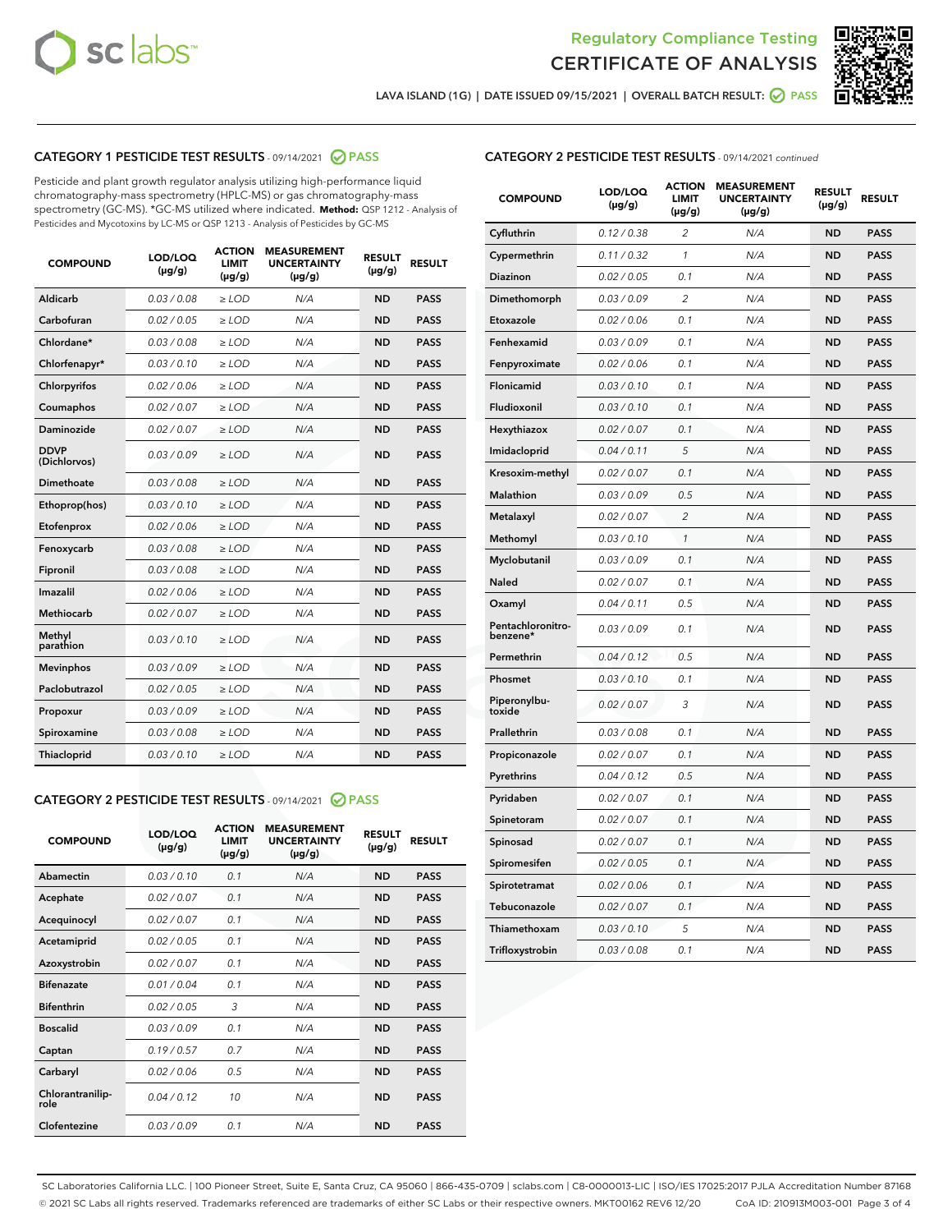# Regulatory Compliance Testing
# CERTIFICATE OF ANALYSIS

LAVA ISLAND (1G) | DATE ISSUED 09/15/2021 | OVERALL BATCH RESULT: PASS

## CATEGORY 1 PESTICIDE TEST RESULTS - 09/14/2021 PASS

Pesticide and plant growth regulator analysis utilizing high-performance liquid chromatography-mass spectrometry (HPLC-MS) or gas chromatography-mass spectrometry (GC-MS). *GC-MS utilized where indicated. **Method:** QSP 1212 - Analysis of Pesticides and Mycotoxins by LC-MS or QSP 1213 - Analysis of Pesticides by GC-MS

| COMPOUND | LOD/LOQ (µg/g) | ACTION LIMIT (µg/g) | MEASUREMENT UNCERTAINTY (µg/g) | RESULT (µg/g) | RESULT |
|---|---|---|---|---|---|
| Aldicarb | 0.03 / 0.08 | ≥ LOD | N/A | ND | PASS |
| Carbofuran | 0.02 / 0.05 | ≥ LOD | N/A | ND | PASS |
| Chlordane* | 0.03 / 0.08 | ≥ LOD | N/A | ND | PASS |
| Chlorfenapyr* | 0.03 / 0.10 | ≥ LOD | N/A | ND | PASS |
| Chlorpyrifos | 0.02 / 0.06 | ≥ LOD | N/A | ND | PASS |
| Coumaphos | 0.02 / 0.07 | ≥ LOD | N/A | ND | PASS |
| Daminozide | 0.02 / 0.07 | ≥ LOD | N/A | ND | PASS |
| DDVP (Dichlorvos) | 0.03 / 0.09 | ≥ LOD | N/A | ND | PASS |
| Dimethoate | 0.03 / 0.08 | ≥ LOD | N/A | ND | PASS |
| Ethoprop(hos) | 0.03 / 0.10 | ≥ LOD | N/A | ND | PASS |
| Etofenprox | 0.02 / 0.06 | ≥ LOD | N/A | ND | PASS |
| Fenoxycarb | 0.03 / 0.08 | ≥ LOD | N/A | ND | PASS |
| Fipronil | 0.03 / 0.08 | ≥ LOD | N/A | ND | PASS |
| Imazalil | 0.02 / 0.06 | ≥ LOD | N/A | ND | PASS |
| Methiocarb | 0.02 / 0.07 | ≥ LOD | N/A | ND | PASS |
| Methyl parathion | 0.03 / 0.10 | ≥ LOD | N/A | ND | PASS |
| Mevinphos | 0.03 / 0.09 | ≥ LOD | N/A | ND | PASS |
| Paclobutrazol | 0.02 / 0.05 | ≥ LOD | N/A | ND | PASS |
| Propoxur | 0.03 / 0.09 | ≥ LOD | N/A | ND | PASS |
| Spiroxamine | 0.03 / 0.08 | ≥ LOD | N/A | ND | PASS |
| Thiacloprid | 0.03 / 0.10 | ≥ LOD | N/A | ND | PASS |

## CATEGORY 2 PESTICIDE TEST RESULTS - 09/14/2021 PASS

| COMPOUND | LOD/LOQ (µg/g) | ACTION LIMIT (µg/g) | MEASUREMENT UNCERTAINTY (µg/g) | RESULT (µg/g) | RESULT |
|---|---|---|---|---|---|
| Abamectin | 0.03 / 0.10 | 0.1 | N/A | ND | PASS |
| Acephate | 0.02 / 0.07 | 0.1 | N/A | ND | PASS |
| Acequinocyl | 0.02 / 0.07 | 0.1 | N/A | ND | PASS |
| Acetamiprid | 0.02 / 0.05 | 0.1 | N/A | ND | PASS |
| Azoxystrobin | 0.02 / 0.07 | 0.1 | N/A | ND | PASS |
| Bifenazate | 0.01 / 0.04 | 0.1 | N/A | ND | PASS |
| Bifenthrin | 0.02 / 0.05 | 3 | N/A | ND | PASS |
| Boscalid | 0.03 / 0.09 | 0.1 | N/A | ND | PASS |
| Captan | 0.19 / 0.57 | 0.7 | N/A | ND | PASS |
| Carbaryl | 0.02 / 0.06 | 0.5 | N/A | ND | PASS |
| Chlorantraniliprole | 0.04 / 0.12 | 10 | N/A | ND | PASS |
| Clofentezine | 0.03 / 0.09 | 0.1 | N/A | ND | PASS |
| Cyfluthrin | 0.12 / 0.38 | 2 | N/A | ND | PASS |
| Cypermethrin | 0.11 / 0.32 | 1 | N/A | ND | PASS |
| Diazinon | 0.02 / 0.05 | 0.1 | N/A | ND | PASS |
| Dimethomorph | 0.03 / 0.09 | 2 | N/A | ND | PASS |
| Etoxazole | 0.02 / 0.06 | 0.1 | N/A | ND | PASS |
| Fenhexamid | 0.03 / 0.09 | 0.1 | N/A | ND | PASS |
| Fenpyroximate | 0.02 / 0.06 | 0.1 | N/A | ND | PASS |
| Flonicamid | 0.03 / 0.10 | 0.1 | N/A | ND | PASS |
| Fludioxonil | 0.03 / 0.10 | 0.1 | N/A | ND | PASS |
| Hexythiazox | 0.02 / 0.07 | 0.1 | N/A | ND | PASS |
| Imidacloprid | 0.04 / 0.11 | 5 | N/A | ND | PASS |
| Kresoxim-methyl | 0.02 / 0.07 | 0.1 | N/A | ND | PASS |
| Malathion | 0.03 / 0.09 | 0.5 | N/A | ND | PASS |
| Metalaxyl | 0.02 / 0.07 | 2 | N/A | ND | PASS |
| Methomyl | 0.03 / 0.10 | 1 | N/A | ND | PASS |
| Myclobutanil | 0.03 / 0.09 | 0.1 | N/A | ND | PASS |
| Naled | 0.02 / 0.07 | 0.1 | N/A | ND | PASS |
| Oxamyl | 0.04 / 0.11 | 0.5 | N/A | ND | PASS |
| Pentachloronitrobenzene* | 0.03 / 0.09 | 0.1 | N/A | ND | PASS |
| Permethrin | 0.04 / 0.12 | 0.5 | N/A | ND | PASS |
| Phosmet | 0.03 / 0.10 | 0.1 | N/A | ND | PASS |
| Piperonylbutoxide | 0.02 / 0.07 | 3 | N/A | ND | PASS |
| Prallethrin | 0.03 / 0.08 | 0.1 | N/A | ND | PASS |
| Propiconazole | 0.02 / 0.07 | 0.1 | N/A | ND | PASS |
| Pyrethrins | 0.04 / 0.12 | 0.5 | N/A | ND | PASS |
| Pyridaben | 0.02 / 0.07 | 0.1 | N/A | ND | PASS |
| Spinetoram | 0.02 / 0.07 | 0.1 | N/A | ND | PASS |
| Spinosad | 0.02 / 0.07 | 0.1 | N/A | ND | PASS |
| Spiromesifen | 0.02 / 0.05 | 0.1 | N/A | ND | PASS |
| Spirotetramat | 0.02 / 0.06 | 0.1 | N/A | ND | PASS |
| Tebuconazole | 0.02 / 0.07 | 0.1 | N/A | ND | PASS |
| Thiamethoxam | 0.03 / 0.10 | 5 | N/A | ND | PASS |
| Trifloxystrobin | 0.03 / 0.08 | 0.1 | N/A | ND | PASS |

SC Laboratories California LLC. | 100 Pioneer Street, Suite E, Santa Cruz, CA 95060 | 866-435-0709 | sclabs.com | C8-0000013-LIC | ISO/IES 17025:2017 PJLA Accreditation Number 87168
© 2021 SC Labs all rights reserved. Trademarks referenced are trademarks of either SC Labs or their respective owners. MKT00162 REV6 12/20 CoA ID: 210913M003-001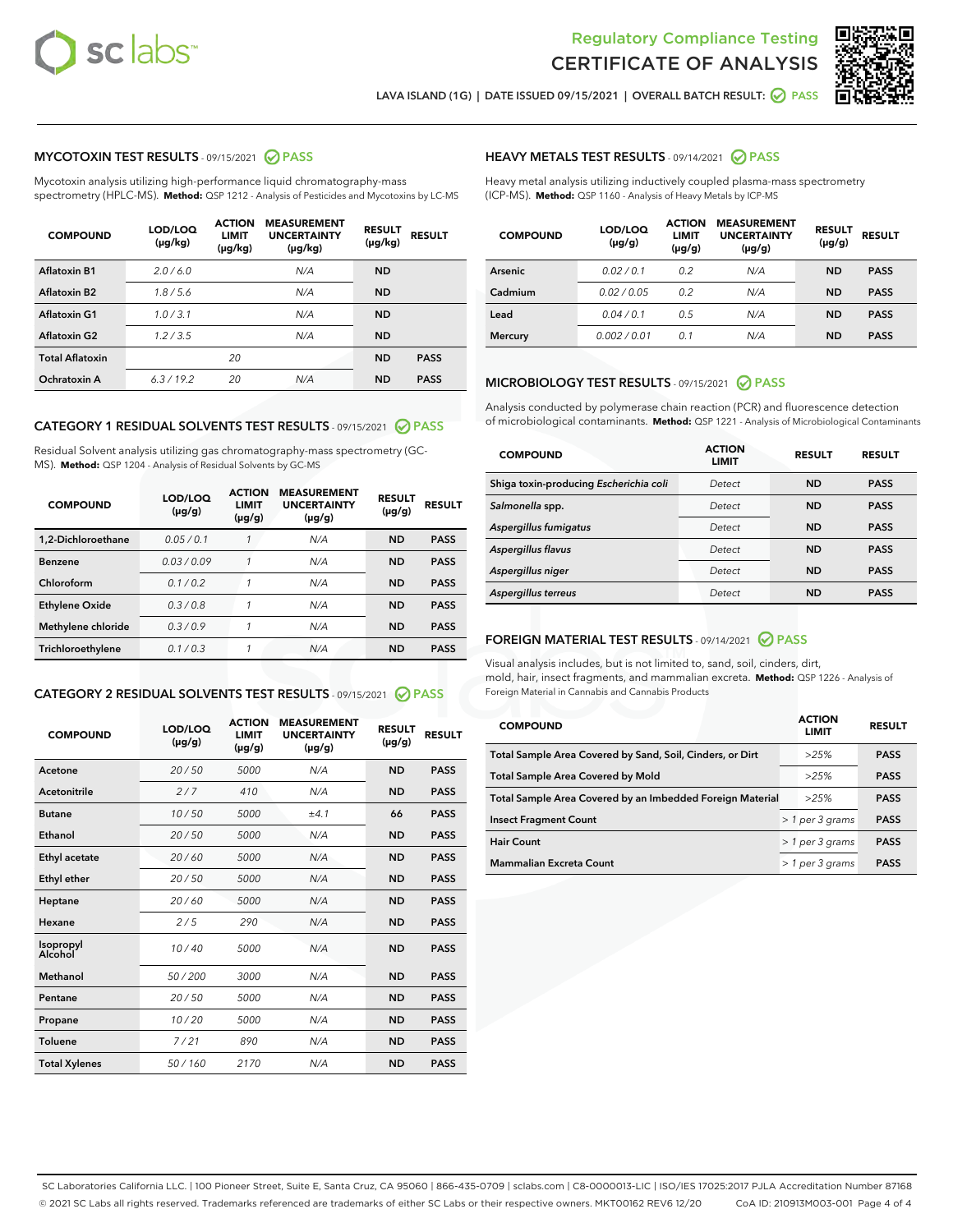Regulatory Compliance Testing
# CERTIFICATE OF ANALYSIS

LAVA ISLAND (1G) | DATE ISSUED 09/15/2021 | OVERALL BATCH RESULT: PASS

## MYCOTOXIN TEST RESULTS - 09/15/2021 PASS

Mycotoxin analysis utilizing high-performance liquid chromatography-mass spectrometry (HPLC-MS). **Method:** QSP 1212 - Analysis of Pesticides and Mycotoxins by LC-MS

| COMPOUND | LOD/LOQ (μg/kg) | ACTION LIMIT (μg/kg) | MEASUREMENT UNCERTAINTY (μg/kg) | RESULT (μg/kg) | RESULT |
|---|---|---|---|---|---|
| Aflatoxin B1 | 2.0 / 6.0 | | N/A | ND | |
| Aflatoxin B2 | 1.8 / 5.6 | | N/A | ND | |
| Aflatoxin G1 | 1.0 / 3.1 | | N/A | ND | |
| Aflatoxin G2 | 1.2 / 3.5 | | N/A | ND | |
| Total Aflatoxin | | 20 | | ND | PASS |
| Ochratoxin A | 6.3 / 19.2 | 20 | N/A | ND | PASS |

## CATEGORY 1 RESIDUAL SOLVENTS TEST RESULTS - 09/15/2021 PASS

Residual Solvent analysis utilizing gas chromatography-mass spectrometry (GC-MS). **Method:** QSP 1204 - Analysis of Residual Solvents by GC-MS

| COMPOUND | LOD/LOQ (μg/g) | ACTION LIMIT (μg/g) | MEASUREMENT UNCERTAINTY (μg/g) | RESULT (μg/g) | RESULT |
|---|---|---|---|---|---|
| 1,2-Dichloroethane | 0.05 / 0.1 | 1 | N/A | ND | PASS |
| Benzene | 0.03 / 0.09 | 1 | N/A | ND | PASS |
| Chloroform | 0.1 / 0.2 | 1 | N/A | ND | PASS |
| Ethylene Oxide | 0.3 / 0.8 | 1 | N/A | ND | PASS |
| Methylene chloride | 0.3 / 0.9 | 1 | N/A | ND | PASS |
| Trichloroethylene | 0.1 / 0.3 | 1 | N/A | ND | PASS |

## CATEGORY 2 RESIDUAL SOLVENTS TEST RESULTS - 09/15/2021 PASS

| COMPOUND | LOD/LOQ (μg/g) | ACTION LIMIT (μg/g) | MEASUREMENT UNCERTAINTY (μg/g) | RESULT (μg/g) | RESULT |
|---|---|---|---|---|---|
| Acetone | 20 / 50 | 5000 | N/A | ND | PASS |
| Acetonitrile | 2 / 7 | 410 | N/A | ND | PASS |
| Butane | 10 / 50 | 5000 | ±4.1 | 66 | PASS |
| Ethanol | 20 / 50 | 5000 | N/A | ND | PASS |
| Ethyl acetate | 20 / 60 | 5000 | N/A | ND | PASS |
| Ethyl ether | 20 / 50 | 5000 | N/A | ND | PASS |
| Heptane | 20 / 60 | 5000 | N/A | ND | PASS |
| Hexane | 2 / 5 | 290 | N/A | ND | PASS |
| Isopropyl Alcohol | 10 / 40 | 5000 | N/A | ND | PASS |
| Methanol | 50 / 200 | 3000 | N/A | ND | PASS |
| Pentane | 20 / 50 | 5000 | N/A | ND | PASS |
| Propane | 10 / 20 | 5000 | N/A | ND | PASS |
| Toluene | 7 / 21 | 890 | N/A | ND | PASS |
| Total Xylenes | 50 / 160 | 2170 | N/A | ND | PASS |

## HEAVY METALS TEST RESULTS - 09/14/2021 PASS

Heavy metal analysis utilizing inductively coupled plasma-mass spectrometry (ICP-MS). **Method:** QSP 1160 - Analysis of Heavy Metals by ICP-MS

| COMPOUND | LOD/LOQ (μg/g) | ACTION LIMIT (μg/g) | MEASUREMENT UNCERTAINTY (μg/g) | RESULT (μg/g) | RESULT |
|---|---|---|---|---|---|
| Arsenic | 0.02 / 0.1 | 0.2 | N/A | ND | PASS |
| Cadmium | 0.02 / 0.05 | 0.2 | N/A | ND | PASS |
| Lead | 0.04 / 0.1 | 0.5 | N/A | ND | PASS |
| Mercury | 0.002 / 0.01 | 0.1 | N/A | ND | PASS |

## MICROBIOLOGY TEST RESULTS - 09/15/2021 PASS

Analysis conducted by polymerase chain reaction (PCR) and fluorescence detection of microbiological contaminants. **Method:** QSP 1221 - Analysis of Microbiological Contaminants

| COMPOUND | ACTION LIMIT | RESULT | RESULT |
|---|---|---|---|
| Shiga toxin-producing *Escherichia coli* | Detect | ND | PASS |
| *Salmonella* spp. | Detect | ND | PASS |
| *Aspergillus fumigatus* | Detect | ND | PASS |
| *Aspergillus flavus* | Detect | ND | PASS |
| *Aspergillus niger* | Detect | ND | PASS |
| *Aspergillus terreus* | Detect | ND | PASS |

## FOREIGN MATERIAL TEST RESULTS - 09/14/2021 PASS

Visual analysis includes, but is not limited to, sand, soil, cinders, dirt, mold, hair, insect fragments, and mammalian excreta. **Method:** QSP 1226 - Analysis of Foreign Material in Cannabis and Cannabis Products

| COMPOUND | ACTION LIMIT | RESULT |
|---|---|---|
| Total Sample Area Covered by Sand, Soil, Cinders, or Dirt | >25% | PASS |
| Total Sample Area Covered by Mold | >25% | PASS |
| Total Sample Area Covered by an Imbedded Foreign Material | >25% | PASS |
| Insect Fragment Count | > 1 per 3 grams | PASS |
| Hair Count | > 1 per 3 grams | PASS |
| Mammalian Excreta Count | > 1 per 3 grams | PASS |

SC Laboratories California LLC. | 100 Pioneer Street, Suite E, Santa Cruz, CA 95060 | 866-435-0709 | sclabs.com | C8-0000013-LIC | ISO/IES 17025:2017 PJLA Accreditation Number 87168
© 2021 SC Labs all rights reserved. Trademarks referenced are trademarks of either SC Labs or their respective owners. MKT00162 REV6 12/20 CoA ID: 210913M003-001